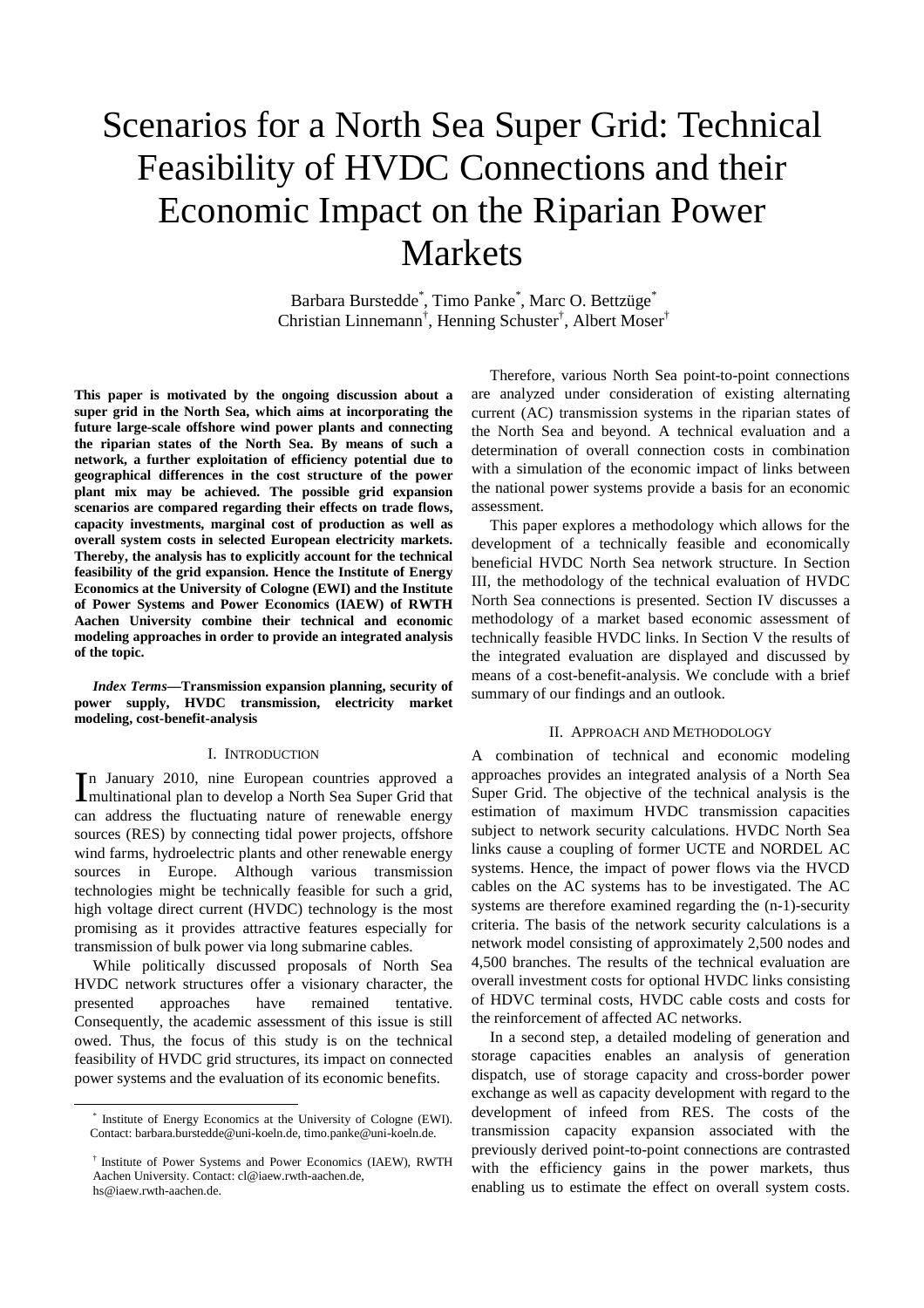# Scenarios for a North Sea Super Grid: Technical Feasibility of HVDC Connections and their Economic Impact on the Riparian Power Markets

Barbara Burstedde[*], Timo Panke[*], Marc O. Bettzüge[*]
Christian Linnemann[†], Henning Schuster[†], Albert Moser[†]

**This paper is motivated by the ongoing discussion about a super grid in the North Sea, which aims at incorporating the future large-scale offshore wind power plants and connecting the riparian states of the North Sea. By means of such a network, a further exploitation of efficiency potential due to geographical differences in the cost structure of the power plant mix may be achieved. The possible grid expansion scenarios are compared regarding their effects on trade flows, capacity investments, marginal cost of production as well as overall system costs in selected European electricity markets. Thereby, the analysis has to explicitly account for the technical feasibility of the grid expansion. Hence the Institute of Energy Economics at the University of Cologne (EWI) and the Institute of Power Systems and Power Economics (IAEW) of RWTH Aachen University combine their technical and economic modeling approaches in order to provide an integrated analysis of the topic.**

***Index Terms*—Transmission expansion planning, security of power supply, HVDC transmission, electricity market modeling, cost-benefit-analysis**

## I. Introduction

In January 2010, nine European countries approved a multinational plan to develop a North Sea Super Grid that can address the fluctuating nature of renewable energy sources (RES) by connecting tidal power projects, offshore wind farms, hydroelectric plants and other renewable energy sources in Europe. Although various transmission technologies might be technically feasible for such a grid, high voltage direct current (HVDC) technology is the most promising as it provides attractive features especially for transmission of bulk power via long submarine cables.

While politically discussed proposals of North Sea HVDC network structures offer a visionary character, the presented approaches have remained tentative. Consequently, the academic assessment of this issue is still owed. Thus, the focus of this study is on the technical feasibility of HVDC grid structures, its impact on connected power systems and the evaluation of its economic benefits.

Therefore, various North Sea point-to-point connections are analyzed under consideration of existing alternating current (AC) transmission systems in the riparian states of the North Sea and beyond. A technical evaluation and a determination of overall connection costs in combination with a simulation of the economic impact of links between the national power systems provide a basis for an economic assessment.

This paper explores a methodology which allows for the development of a technically feasible and economically beneficial HVDC North Sea network structure. In Section III, the methodology of the technical evaluation of HVDC North Sea connections is presented. Section IV discusses a methodology of a market based economic assessment of technically feasible HVDC links. In Section V the results of the integrated evaluation are displayed and discussed by means of a cost-benefit-analysis. We conclude with a brief summary of our findings and an outlook.

## II. Approach and Methodology

A combination of technical and economic modeling approaches provides an integrated analysis of a North Sea Super Grid. The objective of the technical analysis is the estimation of maximum HVDC transmission capacities subject to network security calculations. HVDC North Sea links cause a coupling of former UCTE and NORDEL AC systems. Hence, the impact of power flows via the HVCD cables on the AC systems has to be investigated. The AC systems are therefore examined regarding the (n-1)-security criteria. The basis of the network security calculations is a network model consisting of approximately 2,500 nodes and 4,500 branches. The results of the technical evaluation are overall investment costs for optional HVDC links consisting of HDVC terminal costs, HVDC cable costs and costs for the reinforcement of affected AC networks.

In a second step, a detailed modeling of generation and storage capacities enables an analysis of generation dispatch, use of storage capacity and cross-border power exchange as well as capacity development with regard to the development of infeed from RES. The costs of the transmission capacity expansion associated with the previously derived point-to-point connections are contrasted with the efficiency gains in the power markets, thus enabling us to estimate the effect on overall system costs.

---

[*] Institute of Energy Economics at the University of Cologne (EWI). Contact: barbara.burstedde@uni-koeln.de, timo.panke@uni-koeln.de.

[†] Institute of Power Systems and Power Economics (IAEW), RWTH Aachen University. Contact: cl@iaew.rwth-aachen.de, hs@iaew.rwth-aachen.de.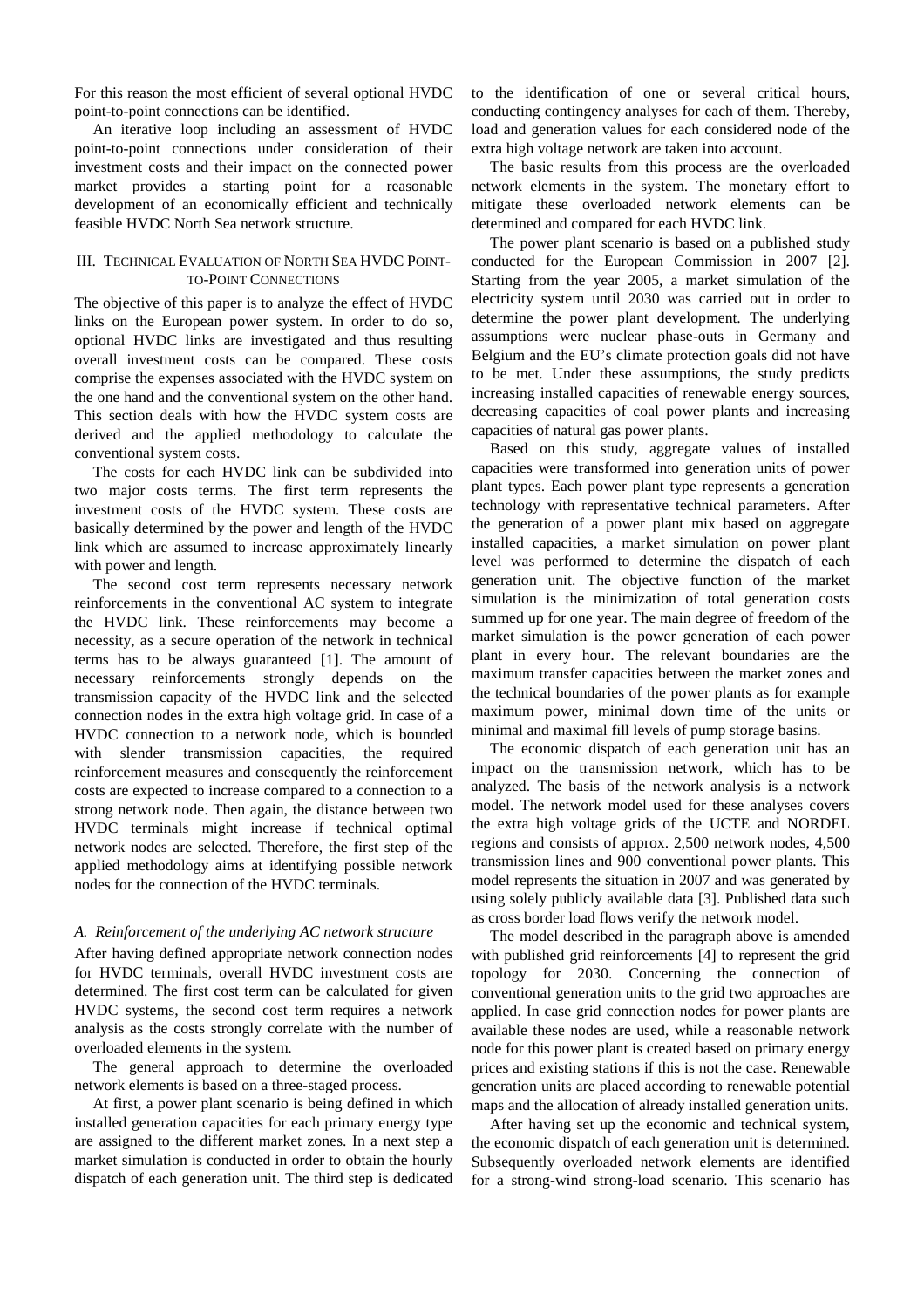For this reason the most efficient of several optional HVDC point-to-point connections can be identified.

An iterative loop including an assessment of HVDC point-to-point connections under consideration of their investment costs and their impact on the connected power market provides a starting point for a reasonable development of an economically efficient and technically feasible HVDC North Sea network structure.

## III. Technical Evaluation of North Sea HVDC Point-to-Point Connections

The objective of this paper is to analyze the effect of HVDC links on the European power system. In order to do so, optional HVDC links are investigated and thus resulting overall investment costs can be compared. These costs comprise the expenses associated with the HVDC system on the one hand and the conventional system on the other hand. This section deals with how the HVDC system costs are derived and the applied methodology to calculate the conventional system costs.

The costs for each HVDC link can be subdivided into two major costs terms. The first term represents the investment costs of the HVDC system. These costs are basically determined by the power and length of the HVDC link which are assumed to increase approximately linearly with power and length.

The second cost term represents necessary network reinforcements in the conventional AC system to integrate the HVDC link. These reinforcements may become a necessity, as a secure operation of the network in technical terms has to be always guaranteed [1]. The amount of necessary reinforcements strongly depends on the transmission capacity of the HVDC link and the selected connection nodes in the extra high voltage grid. In case of a HVDC connection to a network node, which is bounded with slender transmission capacities, the required reinforcement measures and consequently the reinforcement costs are expected to increase compared to a connection to a strong network node. Then again, the distance between two HVDC terminals might increase if technical optimal network nodes are selected. Therefore, the first step of the applied methodology aims at identifying possible network nodes for the connection of the HVDC terminals.

### A. Reinforcement of the underlying AC network structure

After having defined appropriate network connection nodes for HVDC terminals, overall HVDC investment costs are determined. The first cost term can be calculated for given HVDC systems, the second cost term requires a network analysis as the costs strongly correlate with the number of overloaded elements in the system.

The general approach to determine the overloaded network elements is based on a three-staged process.

At first, a power plant scenario is being defined in which installed generation capacities for each primary energy type are assigned to the different market zones. In a next step a market simulation is conducted in order to obtain the hourly dispatch of each generation unit. The third step is dedicated to the identification of one or several critical hours, conducting contingency analyses for each of them. Thereby, load and generation values for each considered node of the extra high voltage network are taken into account.

The basic results from this process are the overloaded network elements in the system. The monetary effort to mitigate these overloaded network elements can be determined and compared for each HVDC link.

The power plant scenario is based on a published study conducted for the European Commission in 2007 [2]. Starting from the year 2005, a market simulation of the electricity system until 2030 was carried out in order to determine the power plant development. The underlying assumptions were nuclear phase-outs in Germany and Belgium and the EU's climate protection goals did not have to be met. Under these assumptions, the study predicts increasing installed capacities of renewable energy sources, decreasing capacities of coal power plants and increasing capacities of natural gas power plants.

Based on this study, aggregate values of installed capacities were transformed into generation units of power plant types. Each power plant type represents a generation technology with representative technical parameters. After the generation of a power plant mix based on aggregate installed capacities, a market simulation on power plant level was performed to determine the dispatch of each generation unit. The objective function of the market simulation is the minimization of total generation costs summed up for one year. The main degree of freedom of the market simulation is the power generation of each power plant in every hour. The relevant boundaries are the maximum transfer capacities between the market zones and the technical boundaries of the power plants as for example maximum power, minimal down time of the units or minimal and maximal fill levels of pump storage basins.

The economic dispatch of each generation unit has an impact on the transmission network, which has to be analyzed. The basis of the network analysis is a network model. The network model used for these analyses covers the extra high voltage grids of the UCTE and NORDEL regions and consists of approx. 2,500 network nodes, 4,500 transmission lines and 900 conventional power plants. This model represents the situation in 2007 and was generated by using solely publicly available data [3]. Published data such as cross border load flows verify the network model.

The model described in the paragraph above is amended with published grid reinforcements [4] to represent the grid topology for 2030. Concerning the connection of conventional generation units to the grid two approaches are applied. In case grid connection nodes for power plants are available these nodes are used, while a reasonable network node for this power plant is created based on primary energy prices and existing stations if this is not the case. Renewable generation units are placed according to renewable potential maps and the allocation of already installed generation units.

After having set up the economic and technical system, the economic dispatch of each generation unit is determined. Subsequently overloaded network elements are identified for a strong-wind strong-load scenario. This scenario has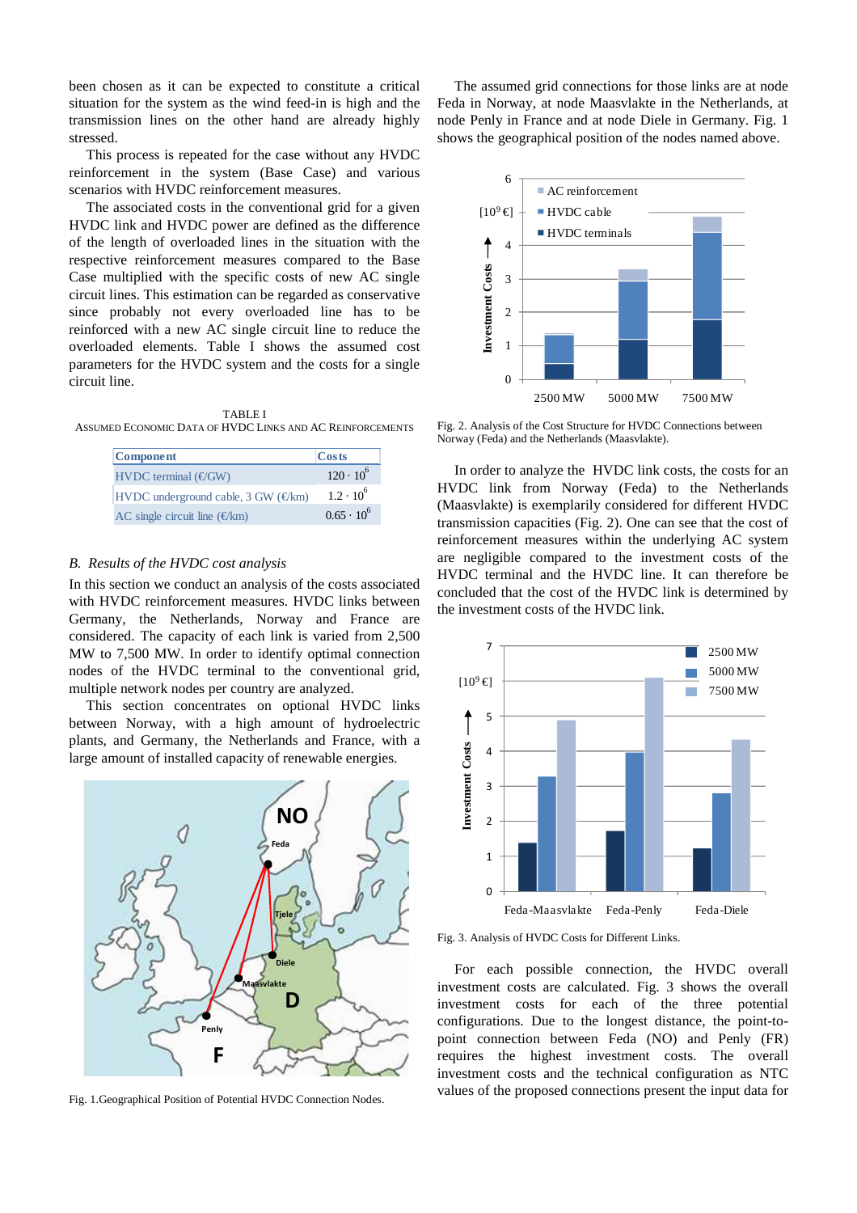been chosen as it can be expected to constitute a critical situation for the system as the wind feed-in is high and the transmission lines on the other hand are already highly stressed.

This process is repeated for the case without any HVDC reinforcement in the system (Base Case) and various scenarios with HVDC reinforcement measures.

The associated costs in the conventional grid for a given HVDC link and HVDC power are defined as the difference of the length of overloaded lines in the situation with the respective reinforcement measures compared to the Base Case multiplied with the specific costs of new AC single circuit lines. This estimation can be regarded as conservative since probably not every overloaded line has to be reinforced with a new AC single circuit line to reduce the overloaded elements. Table I shows the assumed cost parameters for the HVDC system and the costs for a single circuit line.

TABLE I
ASSUMED ECONOMIC DATA OF HVDC LINKS AND AC REINFORCEMENTS

| Component | Costs |
|---|---|
| HVDC terminal (€/GW) | $120 \cdot 10^{6}$ |
| HVDC underground cable, 3 GW (€/km) | $1.2 \cdot 10^{6}$ |
| AC single circuit line (€/km) | $0.65 \cdot 10^{6}$ |

### B. Results of the HVDC cost analysis

In this section we conduct an analysis of the costs associated with HVDC reinforcement measures. HVDC links between Germany, the Netherlands, Norway and France are considered. The capacity of each link is varied from 2,500 MW to 7,500 MW. In order to identify optimal connection nodes of the HVDC terminal to the conventional grid, multiple network nodes per country are analyzed.

This section concentrates on optional HVDC links between Norway, with a high amount of hydroelectric plants, and Germany, the Netherlands and France, with a large amount of installed capacity of renewable energies.

Fig. 1.Geographical Position of Potential HVDC Connection Nodes.

The assumed grid connections for those links are at node Feda in Norway, at node Maasvlakte in the Netherlands, at node Penly in France and at node Diele in Germany. Fig. 1 shows the geographical position of the nodes named above.

Fig. 2. Analysis of the Cost Structure for HVDC Connections between Norway (Feda) and the Netherlands (Maasvlakte).

In order to analyze the HVDC link costs, the costs for an HVDC link from Norway (Feda) to the Netherlands (Maasvlakte) is exemplarily considered for different HVDC transmission capacities (Fig. 2). One can see that the cost of reinforcement measures within the underlying AC system are negligible compared to the investment costs of the HVDC terminal and the HVDC line. It can therefore be concluded that the cost of the HVDC link is determined by the investment costs of the HVDC link.

Fig. 3. Analysis of HVDC Costs for Different Links.

For each possible connection, the HVDC overall investment costs are calculated. Fig. 3 shows the overall investment costs for each of the three potential configurations. Due to the longest distance, the point-to-point connection between Feda (NO) and Penly (FR) requires the highest investment costs. The overall investment costs and the technical configuration as NTC values of the proposed connections present the input data for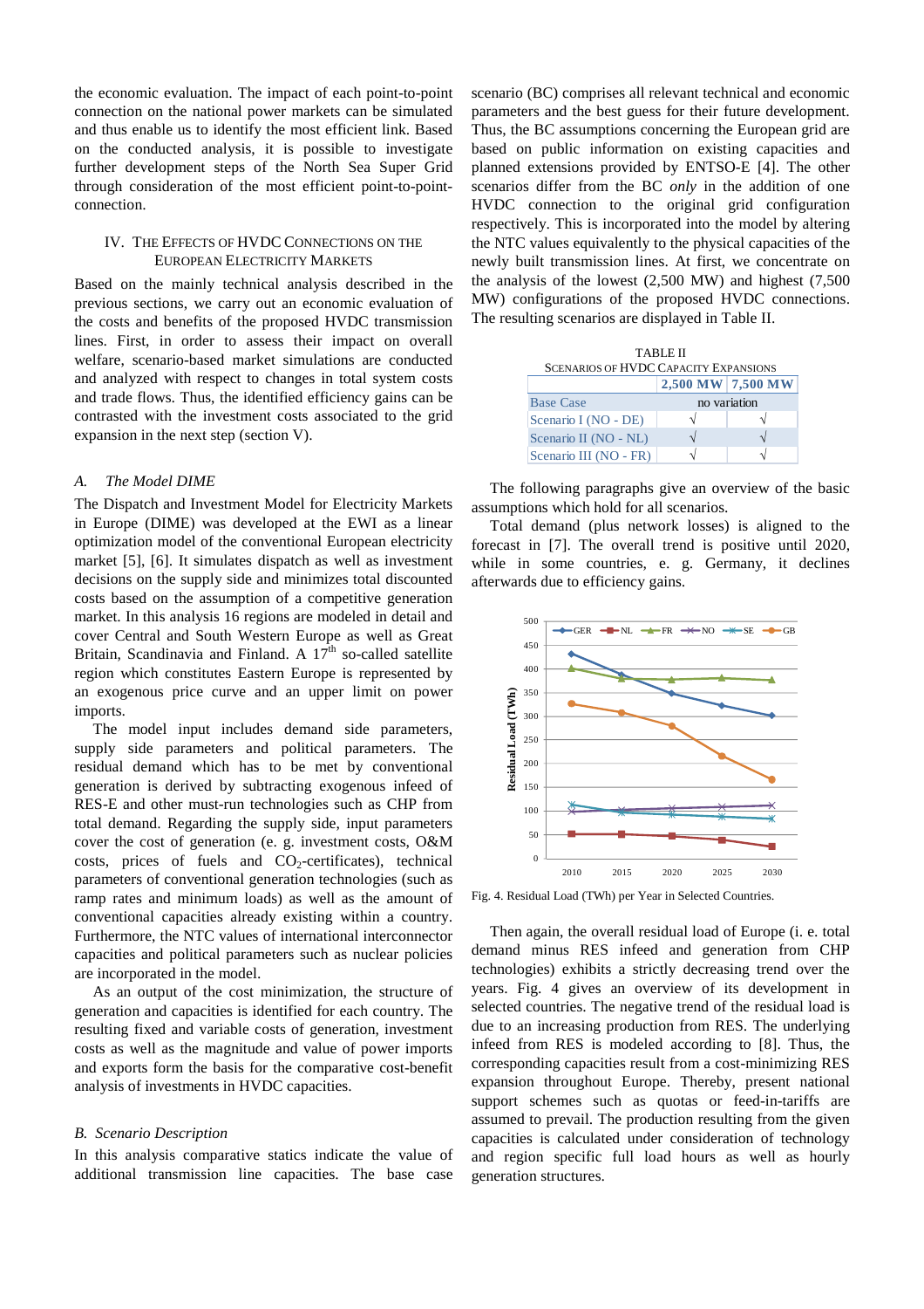the economic evaluation. The impact of each point-to-point connection on the national power markets can be simulated and thus enable us to identify the most efficient link. Based on the conducted analysis, it is possible to investigate further development steps of the North Sea Super Grid through consideration of the most efficient point-to-point-connection.

## IV. The Effects of HVDC Connections on the European Electricity Markets

Based on the mainly technical analysis described in the previous sections, we carry out an economic evaluation of the costs and benefits of the proposed HVDC transmission lines. First, in order to assess their impact on overall welfare, scenario-based market simulations are conducted and analyzed with respect to changes in total system costs and trade flows. Thus, the identified efficiency gains can be contrasted with the investment costs associated to the grid expansion in the next step (section V).

### *A. The Model DIME*

The Dispatch and Investment Model for Electricity Markets in Europe (DIME) was developed at the EWI as a linear optimization model of the conventional European electricity market [5], [6]. It simulates dispatch as well as investment decisions on the supply side and minimizes total discounted costs based on the assumption of a competitive generation market. In this analysis 16 regions are modeled in detail and cover Central and South Western Europe as well as Great Britain, Scandinavia and Finland. A 17th so-called satellite region which constitutes Eastern Europe is represented by an exogenous price curve and an upper limit on power imports.

The model input includes demand side parameters, supply side parameters and political parameters. The residual demand which has to be met by conventional generation is derived by subtracting exogenous infeed of RES-E and other must-run technologies such as CHP from total demand. Regarding the supply side, input parameters cover the cost of generation (e. g. investment costs, O&M costs, prices of fuels and $CO_2$-certificates), technical parameters of conventional generation technologies (such as ramp rates and minimum loads) as well as the amount of conventional capacities already existing within a country. Furthermore, the NTC values of international interconnector capacities and political parameters such as nuclear policies are incorporated in the model.

As an output of the cost minimization, the structure of generation and capacities is identified for each country. The resulting fixed and variable costs of generation, investment costs as well as the magnitude and value of power imports and exports form the basis for the comparative cost-benefit analysis of investments in HVDC capacities.

### *B. Scenario Description*

In this analysis comparative statics indicate the value of additional transmission line capacities. The base case scenario (BC) comprises all relevant technical and economic parameters and the best guess for their future development. Thus, the BC assumptions concerning the European grid are based on public information on existing capacities and planned extensions provided by ENTSO-E [4]. The other scenarios differ from the BC *only* in the addition of one HVDC connection to the original grid configuration respectively. This is incorporated into the model by altering the NTC values equivalently to the physical capacities of the newly built transmission lines. At first, we concentrate on the analysis of the lowest (2,500 MW) and highest (7,500 MW) configurations of the proposed HVDC connections. The resulting scenarios are displayed in Table II.

TABLE II
Scenarios of HVDC Capacity Expansions

| | 2,500 MW | 7,500 MW |
|---|---|---|
| Base Case | no variation | |
| Scenario I (NO - DE) | √ | √ |
| Scenario II (NO - NL) | √ | √ |
| Scenario III (NO - FR) | √ | √ |

The following paragraphs give an overview of the basic assumptions which hold for all scenarios.

Total demand (plus network losses) is aligned to the forecast in [7]. The overall trend is positive until 2020, while in some countries, e. g. Germany, it declines afterwards due to efficiency gains.

Fig. 4. Residual Load (TWh) per Year in Selected Countries.

Then again, the overall residual load of Europe (i. e. total demand minus RES infeed and generation from CHP technologies) exhibits a strictly decreasing trend over the years. Fig. 4 gives an overview of its development in selected countries. The negative trend of the residual load is due to an increasing production from RES. The underlying infeed from RES is modeled according to [8]. Thus, the corresponding capacities result from a cost-minimizing RES expansion throughout Europe. Thereby, present national support schemes such as quotas or feed-in-tariffs are assumed to prevail. The production resulting from the given capacities is calculated under consideration of technology and region specific full load hours as well as hourly generation structures.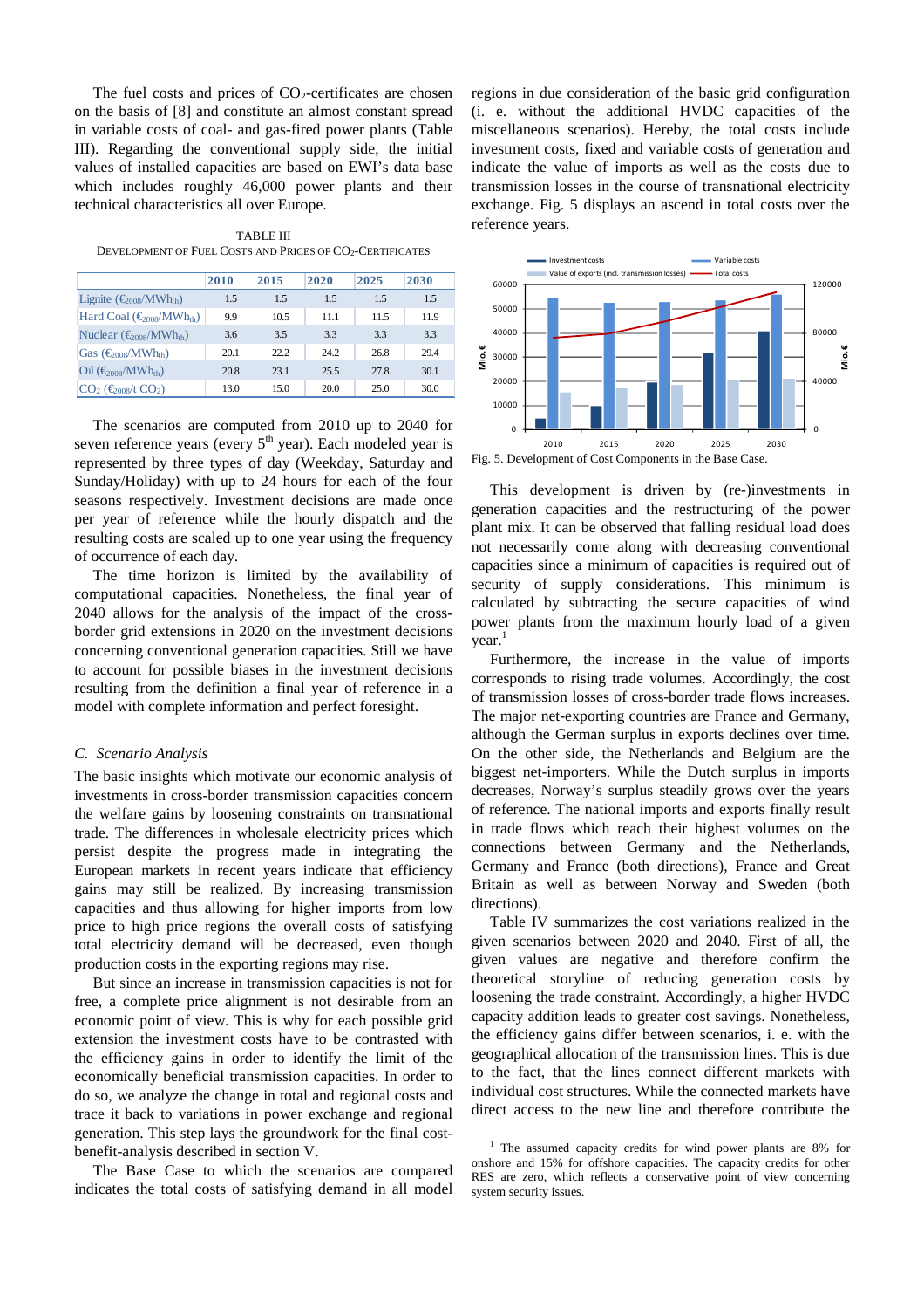The fuel costs and prices of $CO_2$-certificates are chosen on the basis of [8] and constitute an almost constant spread in variable costs of coal- and gas-fired power plants (Table III). Regarding the conventional supply side, the initial values of installed capacities are based on EWI's data base which includes roughly 46,000 power plants and their technical characteristics all over Europe.

TABLE III
DEVELOPMENT OF FUEL COSTS AND PRICES OF $CO_2$-CERTIFICATES

| | 2010 | 2015 | 2020 | 2025 | 2030 |
|---|---|---|---|---|---|
| Lignite ($€_{2008}/MWh_{th}$) | 1.5 | 1.5 | 1.5 | 1.5 | 1.5 |
| Hard Coal ($€_{2008}/MWh_{th}$) | 9.9 | 10.5 | 11.1 | 11.5 | 11.9 |
| Nuclear ($€_{2008}/MWh_{th}$) | 3.6 | 3.5 | 3.3 | 3.3 | 3.3 |
| Gas ($€_{2008}/MWh_{th}$) | 20.1 | 22.2 | 24.2 | 26.8 | 29.4 |
| Oil ($€_{2008}/MWh_{th}$) | 20.8 | 23.1 | 25.5 | 27.8 | 30.1 |
| $CO_2$ ($€_{2008}/t\ CO_2$) | 13.0 | 15.0 | 20.0 | 25.0 | 30.0 |

The scenarios are computed from 2010 up to 2040 for seven reference years (every 5th year). Each modeled year is represented by three types of day (Weekday, Saturday and Sunday/Holiday) with up to 24 hours for each of the four seasons respectively. Investment decisions are made once per year of reference while the hourly dispatch and the resulting costs are scaled up to one year using the frequency of occurrence of each day.

The time horizon is limited by the availability of computational capacities. Nonetheless, the final year of 2040 allows for the analysis of the impact of the cross-border grid extensions in 2020 on the investment decisions concerning conventional generation capacities. Still we have to account for possible biases in the investment decisions resulting from the definition a final year of reference in a model with complete information and perfect foresight.

### C. Scenario Analysis

The basic insights which motivate our economic analysis of investments in cross-border transmission capacities concern the welfare gains by loosening constraints on transnational trade. The differences in wholesale electricity prices which persist despite the progress made in integrating the European markets in recent years indicate that efficiency gains may still be realized. By increasing transmission capacities and thus allowing for higher imports from low price to high price regions the overall costs of satisfying total electricity demand will be decreased, even though production costs in the exporting regions may rise.

But since an increase in transmission capacities is not for free, a complete price alignment is not desirable from an economic point of view. This is why for each possible grid extension the investment costs have to be contrasted with the efficiency gains in order to identify the limit of the economically beneficial transmission capacities. In order to do so, we analyze the change in total and regional costs and trace it back to variations in power exchange and regional generation. This step lays the groundwork for the final cost-benefit-analysis described in section V.

The Base Case to which the scenarios are compared indicates the total costs of satisfying demand in all model regions in due consideration of the basic grid configuration (i. e. without the additional HVDC capacities of the miscellaneous scenarios). Hereby, the total costs include investment costs, fixed and variable costs of generation and indicate the value of imports as well as the costs due to transmission losses in the course of transnational electricity exchange. Fig. 5 displays an ascend in total costs over the reference years.

Fig. 5. Development of Cost Components in the Base Case.

This development is driven by (re-)investments in generation capacities and the restructuring of the power plant mix. It can be observed that falling residual load does not necessarily come along with decreasing conventional capacities since a minimum of capacities is required out of security of supply considerations. This minimum is calculated by subtracting the secure capacities of wind power plants from the maximum hourly load of a given year.[1]

Furthermore, the increase in the value of imports corresponds to rising trade volumes. Accordingly, the cost of transmission losses of cross-border trade flows increases. The major net-exporting countries are France and Germany, although the German surplus in exports declines over time. On the other side, the Netherlands and Belgium are the biggest net-importers. While the Dutch surplus in imports decreases, Norway's surplus steadily grows over the years of reference. The national imports and exports finally result in trade flows which reach their highest volumes on the connections between Germany and the Netherlands, Germany and France (both directions), France and Great Britain as well as between Norway and Sweden (both directions).

Table IV summarizes the cost variations realized in the given scenarios between 2020 and 2040. First of all, the given values are negative and therefore confirm the theoretical storyline of reducing generation costs by loosening the trade constraint. Accordingly, a higher HVDC capacity addition leads to greater cost savings. Nonetheless, the efficiency gains differ between scenarios, i. e. with the geographical allocation of the transmission lines. This is due to the fact, that the lines connect different markets with individual cost structures. While the connected markets have direct access to the new line and therefore contribute the

[1] The assumed capacity credits for wind power plants are 8% for onshore and 15% for offshore capacities. The capacity credits for other RES are zero, which reflects a conservative point of view concerning system security issues.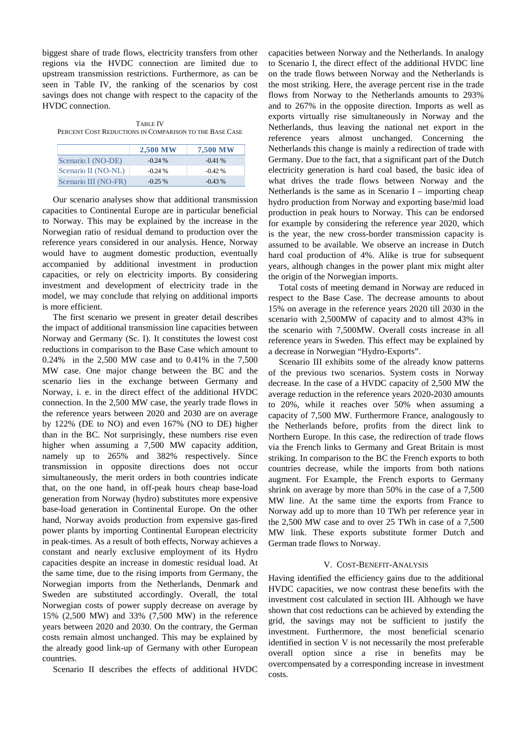biggest share of trade flows, electricity transfers from other regions via the HVDC connection are limited due to upstream transmission restrictions. Furthermore, as can be seen in Table IV, the ranking of the scenarios by cost savings does not change with respect to the capacity of the HVDC connection.

TABLE IV
PERCENT COST REDUCTIONS IN COMPARISON TO THE BASE CASE

| | 2,500 MW | 7,500 MW |
|---|---|---|
| Scenario I (NO-DE) | -0.24 % | -0.41 % |
| Scenario II (NO-NL) | -0.24 % | -0.42 % |
| Scenario III (NO-FR) | -0.25 % | -0.43 % |

Our scenario analyses show that additional transmission capacities to Continental Europe are in particular beneficial to Norway. This may be explained by the increase in the Norwegian ratio of residual demand to production over the reference years considered in our analysis. Hence, Norway would have to augment domestic production, eventually accompanied by additional investment in production capacities, or rely on electricity imports. By considering investment and development of electricity trade in the model, we may conclude that relying on additional imports is more efficient.

The first scenario we present in greater detail describes the impact of additional transmission line capacities between Norway and Germany (Sc. I). It constitutes the lowest cost reductions in comparison to the Base Case which amount to 0.24% in the 2,500 MW case and to 0.41% in the 7,500 MW case. One major change between the BC and the scenario lies in the exchange between Germany and Norway, i. e. in the direct effect of the additional HVDC connection. In the 2,500 MW case, the yearly trade flows in the reference years between 2020 and 2030 are on average by 122% (DE to NO) and even 167% (NO to DE) higher than in the BC. Not surprisingly, these numbers rise even higher when assuming a 7,500 MW capacity addition, namely up to 265% and 382% respectively. Since transmission in opposite directions does not occur simultaneously, the merit orders in both countries indicate that, on the one hand, in off-peak hours cheap base-load generation from Norway (hydro) substitutes more expensive base-load generation in Continental Europe. On the other hand, Norway avoids production from expensive gas-fired power plants by importing Continental European electricity in peak-times. As a result of both effects, Norway achieves a constant and nearly exclusive employment of its Hydro capacities despite an increase in domestic residual load. At the same time, due to the rising imports from Germany, the Norwegian imports from the Netherlands, Denmark and Sweden are substituted accordingly. Overall, the total Norwegian costs of power supply decrease on average by 15% (2,500 MW) and 33% (7,500 MW) in the reference years between 2020 and 2030. On the contrary, the German costs remain almost unchanged. This may be explained by the already good link-up of Germany with other European countries.

Scenario II describes the effects of additional HVDC capacities between Norway and the Netherlands. In analogy to Scenario I, the direct effect of the additional HVDC line on the trade flows between Norway and the Netherlands is the most striking. Here, the average percent rise in the trade flows from Norway to the Netherlands amounts to 293% and to 267% in the opposite direction. Imports as well as exports virtually rise simultaneously in Norway and the Netherlands, thus leaving the national net export in the reference years almost unchanged. Concerning the Netherlands this change is mainly a redirection of trade with Germany. Due to the fact, that a significant part of the Dutch electricity generation is hard coal based, the basic idea of what drives the trade flows between Norway and the Netherlands is the same as in Scenario I – importing cheap hydro production from Norway and exporting base/mid load production in peak hours to Norway. This can be endorsed for example by considering the reference year 2020, which is the year, the new cross-border transmission capacity is assumed to be available. We observe an increase in Dutch hard coal production of 4%. Alike is true for subsequent years, although changes in the power plant mix might alter the origin of the Norwegian imports.

Total costs of meeting demand in Norway are reduced in respect to the Base Case. The decrease amounts to about 15% on average in the reference years 2020 till 2030 in the scenario with 2,500MW of capacity and to almost 43% in the scenario with 7,500MW. Overall costs increase in all reference years in Sweden. This effect may be explained by a decrease in Norwegian "Hydro-Exports".

Scenario III exhibits some of the already know patterns of the previous two scenarios. System costs in Norway decrease. In the case of a HVDC capacity of 2,500 MW the average reduction in the reference years 2020-2030 amounts to 20%, while it reaches over 50% when assuming a capacity of 7,500 MW. Furthermore France, analogously to the Netherlands before, profits from the direct link to Northern Europe. In this case, the redirection of trade flows via the French links to Germany and Great Britain is most striking. In comparison to the BC the French exports to both countries decrease, while the imports from both nations augment. For Example, the French exports to Germany shrink on average by more than 50% in the case of a 7,500 MW line. At the same time the exports from France to Norway add up to more than 10 TWh per reference year in the 2,500 MW case and to over 25 TWh in case of a 7,500 MW link. These exports substitute former Dutch and German trade flows to Norway.

## V. COST-BENEFIT-ANALYSIS

Having identified the efficiency gains due to the additional HVDC capacities, we now contrast these benefits with the investment cost calculated in section III. Although we have shown that cost reductions can be achieved by extending the grid, the savings may not be sufficient to justify the investment. Furthermore, the most beneficial scenario identified in section V is not necessarily the most preferable overall option since a rise in benefits may be overcompensated by a corresponding increase in investment costs.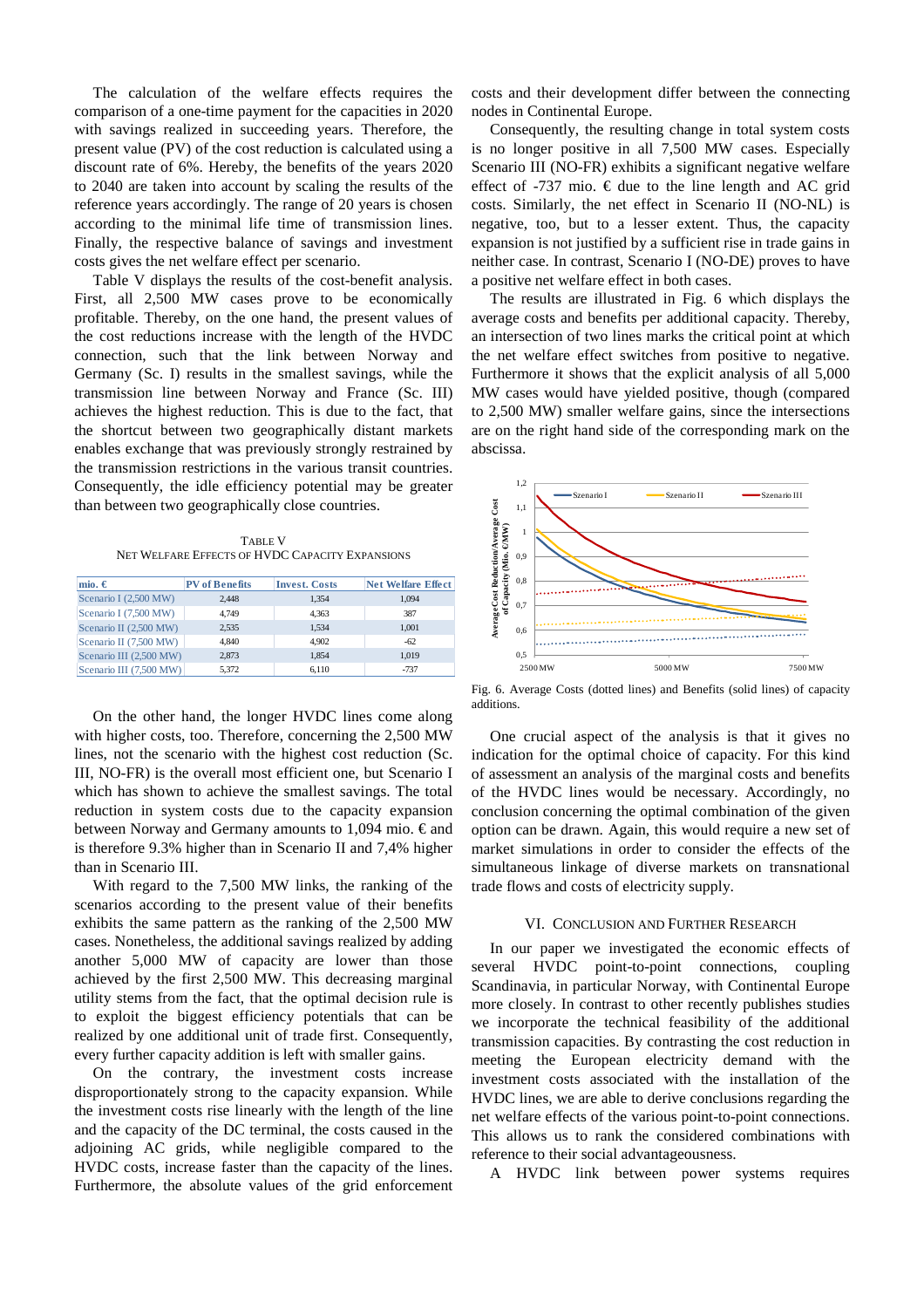The calculation of the welfare effects requires the comparison of a one-time payment for the capacities in 2020 with savings realized in succeeding years. Therefore, the present value (PV) of the cost reduction is calculated using a discount rate of 6%. Hereby, the benefits of the years 2020 to 2040 are taken into account by scaling the results of the reference years accordingly. The range of 20 years is chosen according to the minimal life time of transmission lines. Finally, the respective balance of savings and investment costs gives the net welfare effect per scenario.

Table V displays the results of the cost-benefit analysis. First, all 2,500 MW cases prove to be economically profitable. Thereby, on the one hand, the present values of the cost reductions increase with the length of the HVDC connection, such that the link between Norway and Germany (Sc. I) results in the smallest savings, while the transmission line between Norway and France (Sc. III) achieves the highest reduction. This is due to the fact, that the shortcut between two geographically distant markets enables exchange that was previously strongly restrained by the transmission restrictions in the various transit countries. Consequently, the idle efficiency potential may be greater than between two geographically close countries.

TABLE V
NET WELFARE EFFECTS OF HVDC CAPACITY EXPANSIONS

| mio. € | PV of Benefits | Invest. Costs | Net Welfare Effect |
|---|---|---|---|
| Scenario I (2,500 MW) | 2,448 | 1,354 | 1,094 |
| Scenario I (7,500 MW) | 4,749 | 4,363 | 387 |
| Scenario II (2,500 MW) | 2,535 | 1,534 | 1,001 |
| Scenario II (7,500 MW) | 4,840 | 4,902 | -62 |
| Scenario III (2,500 MW) | 2,873 | 1,854 | 1,019 |
| Scenario III (7,500 MW) | 5,372 | 6,110 | -737 |

On the other hand, the longer HVDC lines come along with higher costs, too. Therefore, concerning the 2,500 MW lines, not the scenario with the highest cost reduction (Sc. III, NO-FR) is the overall most efficient one, but Scenario I which has shown to achieve the smallest savings. The total reduction in system costs due to the capacity expansion between Norway and Germany amounts to 1,094 mio. € and is therefore 9.3% higher than in Scenario II and 7,4% higher than in Scenario III.

With regard to the 7,500 MW links, the ranking of the scenarios according to the present value of their benefits exhibits the same pattern as the ranking of the 2,500 MW cases. Nonetheless, the additional savings realized by adding another 5,000 MW of capacity are lower than those achieved by the first 2,500 MW. This decreasing marginal utility stems from the fact, that the optimal decision rule is to exploit the biggest efficiency potentials that can be realized by one additional unit of trade first. Consequently, every further capacity addition is left with smaller gains.

On the contrary, the investment costs increase disproportionately strong to the capacity expansion. While the investment costs rise linearly with the length of the line and the capacity of the DC terminal, the costs caused in the adjoining AC grids, while negligible compared to the HVDC costs, increase faster than the capacity of the lines. Furthermore, the absolute values of the grid enforcement costs and their development differ between the connecting nodes in Continental Europe.

Consequently, the resulting change in total system costs is no longer positive in all 7,500 MW cases. Especially Scenario III (NO-FR) exhibits a significant negative welfare effect of -737 mio. € due to the line length and AC grid costs. Similarly, the net effect in Scenario II (NO-NL) is negative, too, but to a lesser extent. Thus, the capacity expansion is not justified by a sufficient rise in trade gains in neither case. In contrast, Scenario I (NO-DE) proves to have a positive net welfare effect in both cases.

The results are illustrated in Fig. 6 which displays the average costs and benefits per additional capacity. Thereby, an intersection of two lines marks the critical point at which the net welfare effect switches from positive to negative. Furthermore it shows that the explicit analysis of all 5,000 MW cases would have yielded positive, though (compared to 2,500 MW) smaller welfare gains, since the intersections are on the right hand side of the corresponding mark on the abscissa.

Fig. 6. Average Costs (dotted lines) and Benefits (solid lines) of capacity additions.

One crucial aspect of the analysis is that it gives no indication for the optimal choice of capacity. For this kind of assessment an analysis of the marginal costs and benefits of the HVDC lines would be necessary. Accordingly, no conclusion concerning the optimal combination of the given option can be drawn. Again, this would require a new set of market simulations in order to consider the effects of the simultaneous linkage of diverse markets on transnational trade flows and costs of electricity supply.

## VI. CONCLUSION AND FURTHER RESEARCH

In our paper we investigated the economic effects of several HVDC point-to-point connections, coupling Scandinavia, in particular Norway, with Continental Europe more closely. In contrast to other recently publishes studies we incorporate the technical feasibility of the additional transmission capacities. By contrasting the cost reduction in meeting the European electricity demand with the investment costs associated with the installation of the HVDC lines, we are able to derive conclusions regarding the net welfare effects of the various point-to-point connections. This allows us to rank the considered combinations with reference to their social advantageousness.

A HVDC link between power systems requires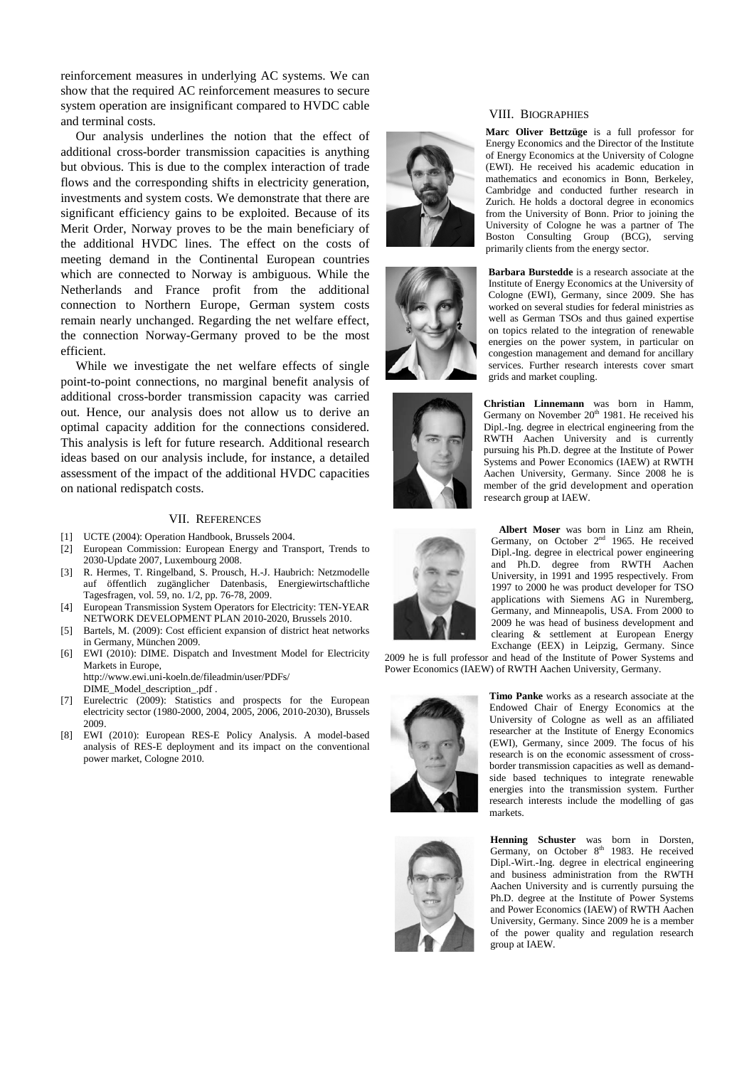reinforcement measures in underlying AC systems. We can show that the required AC reinforcement measures to secure system operation are insignificant compared to HVDC cable and terminal costs.

Our analysis underlines the notion that the effect of additional cross-border transmission capacities is anything but obvious. This is due to the complex interaction of trade flows and the corresponding shifts in electricity generation, investments and system costs. We demonstrate that there are significant efficiency gains to be exploited. Because of its Merit Order, Norway proves to be the main beneficiary of the additional HVDC lines. The effect on the costs of meeting demand in the Continental European countries which are connected to Norway is ambiguous. While the Netherlands and France profit from the additional connection to Northern Europe, German system costs remain nearly unchanged. Regarding the net welfare effect, the connection Norway-Germany proved to be the most efficient.

While we investigate the net welfare effects of single point-to-point connections, no marginal benefit analysis of additional cross-border transmission capacity was carried out. Hence, our analysis does not allow us to derive an optimal capacity addition for the connections considered. This analysis is left for future research. Additional research ideas based on our analysis include, for instance, a detailed assessment of the impact of the additional HVDC capacities on national redispatch costs.

## VII. References

[1] UCTE (2004): Operation Handbook, Brussels 2004.
[2] European Commission: European Energy and Transport, Trends to 2030-Update 2007, Luxembourg 2008.
[3] R. Hermes, T. Ringelband, S. Prousch, H.-J. Haubrich: Netzmodelle auf öffentlich zugänglicher Datenbasis, Energiewirtschaftliche Tagesfragen, vol. 59, no. 1/2, pp. 76-78, 2009.
[4] European Transmission System Operators for Electricity: TEN-YEAR NETWORK DEVELOPMENT PLAN 2010-2020, Brussels 2010.
[5] Bartels, M. (2009): Cost efficient expansion of district heat networks in Germany, München 2009.
[6] EWI (2010): DIME. Dispatch and Investment Model for Electricity Markets in Europe, http://www.ewi.uni-koeln.de/fileadmin/user/PDFs/DIME_Model_description_.pdf .
[7] Eurelectric (2009): Statistics and prospects for the European electricity sector (1980-2000, 2004, 2005, 2006, 2010-2030), Brussels 2009.
[8] EWI (2010): European RES-E Policy Analysis. A model-based analysis of RES-E deployment and its impact on the conventional power market, Cologne 2010.

## VIII. Biographies

**Marc Oliver Bettzüge** is a full professor for Energy Economics and the Director of the Institute of Energy Economics at the University of Cologne (EWI). He received his academic education in mathematics and economics in Bonn, Berkeley, Cambridge and conducted further research in Zurich. He holds a doctoral degree in economics from the University of Bonn. Prior to joining the University of Cologne he was a partner of The Boston Consulting Group (BCG), serving primarily clients from the energy sector.

**Barbara Burstedde** is a research associate at the Institute of Energy Economics at the University of Cologne (EWI), Germany, since 2009. She has worked on several studies for federal ministries as well as German TSOs and thus gained expertise on topics related to the integration of renewable energies on the power system, in particular on congestion management and demand for ancillary services. Further research interests cover smart grids and market coupling.

**Christian Linnemann** was born in Hamm, Germany on November 20th 1981. He received his Dipl.-Ing. degree in electrical engineering from the RWTH Aachen University and is currently pursuing his Ph.D. degree at the Institute of Power Systems and Power Economics (IAEW) at RWTH Aachen University, Germany. Since 2008 he is member of the grid development and operation research group at IAEW.

**Albert Moser** was born in Linz am Rhein, Germany, on October 2nd 1965. He received Dipl.-Ing. degree in electrical power engineering and Ph.D. degree from RWTH Aachen University, in 1991 and 1995 respectively. From 1997 to 2000 he was product developer for TSO applications with Siemens AG in Nuremberg, Germany, and Minneapolis, USA. From 2000 to 2009 he was head of business development and clearing & settlement at European Energy Exchange (EEX) in Leipzig, Germany. Since 2009 he is full professor and head of the Institute of Power Systems and Power Economics (IAEW) of RWTH Aachen University, Germany.

**Timo Panke** works as a research associate at the Endowed Chair of Energy Economics at the University of Cologne as well as an affiliated researcher at the Institute of Energy Economics (EWI), Germany, since 2009. The focus of his research is on the economic assessment of cross-border transmission capacities as well as demand-side based techniques to integrate renewable energies into the transmission system. Further research interests include the modelling of gas markets.

**Henning Schuster** was born in Dorsten, Germany, on October 8th 1983. He received Dipl.-Wirt.-Ing. degree in electrical engineering and business administration from the RWTH Aachen University and is currently pursuing the Ph.D. degree at the Institute of Power Systems and Power Economics (IAEW) of RWTH Aachen University, Germany. Since 2009 he is a member of the power quality and regulation research group at IAEW.